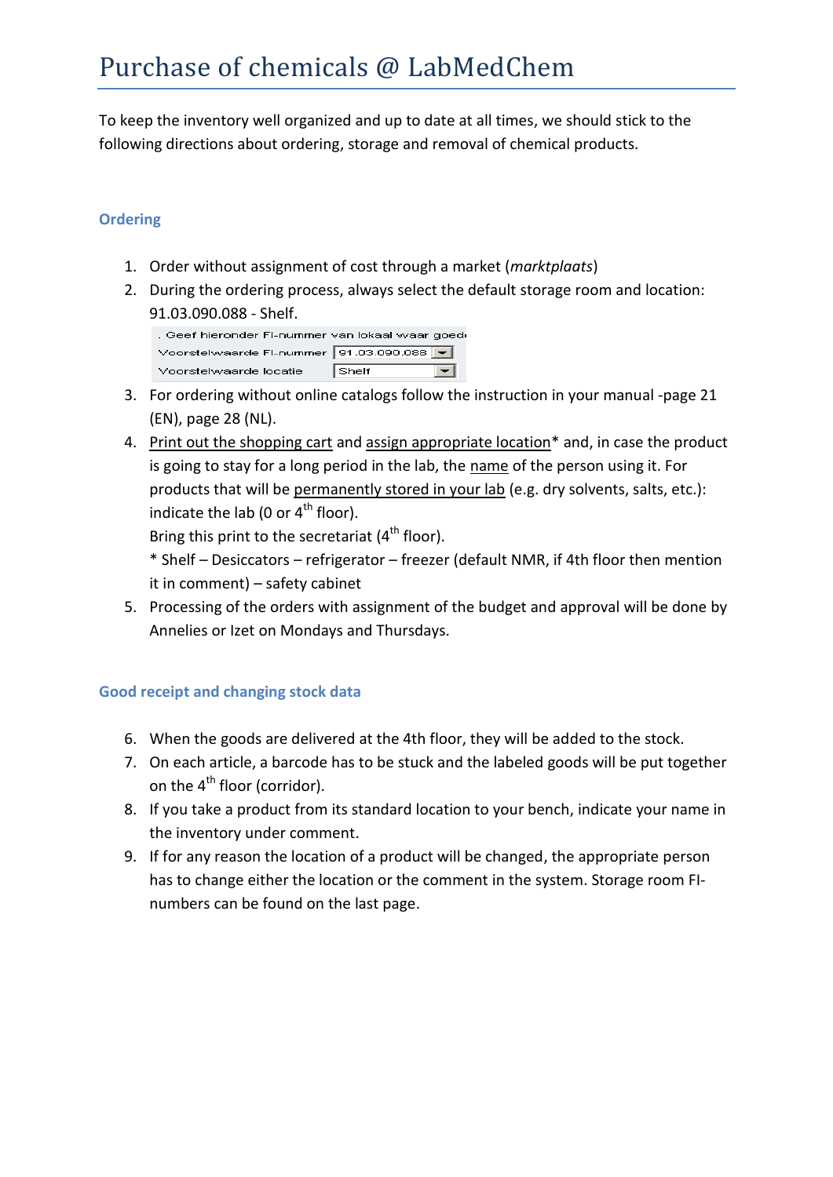# Purchase of chemicals @ LabMedChem

To keep the inventory well organized and up to date at all times, we should stick to the following directions about ordering, storage and removal of chemical products.

## Ordering

1. Order without assignment of cost through a market (*marktplaats*)
2. During the ordering process, always select the default storage room and location: 91.03.090.088 - Shelf.

   . Geef hieronder FI-nummer van lokaal waar goed
   Voorstelwaarde FI-nummer 91.03.090.088
   Voorstelwaarde locatie Shelf

3. For ordering without online catalogs follow the instruction in your manual -page 21 (EN), page 28 (NL).
4. Print out the shopping cart and assign appropriate location* and, in case the product is going to stay for a long period in the lab, the name of the person using it. For products that will be permanently stored in your lab (e.g. dry solvents, salts, etc.): indicate the lab (0 or 4th floor).

   Bring this print to the secretariat (4th floor).

   * Shelf – Desiccators – refrigerator – freezer (default NMR, if 4th floor then mention it in comment) – safety cabinet

5. Processing of the orders with assignment of the budget and approval will be done by Annelies or Izet on Mondays and Thursdays.

## Good receipt and changing stock data

6. When the goods are delivered at the 4th floor, they will be added to the stock.
7. On each article, a barcode has to be stuck and the labeled goods will be put together on the 4th floor (corridor).
8. If you take a product from its standard location to your bench, indicate your name in the inventory under comment.
9. If for any reason the location of a product will be changed, the appropriate person has to change either the location or the comment in the system. Storage room FI-numbers can be found on the last page.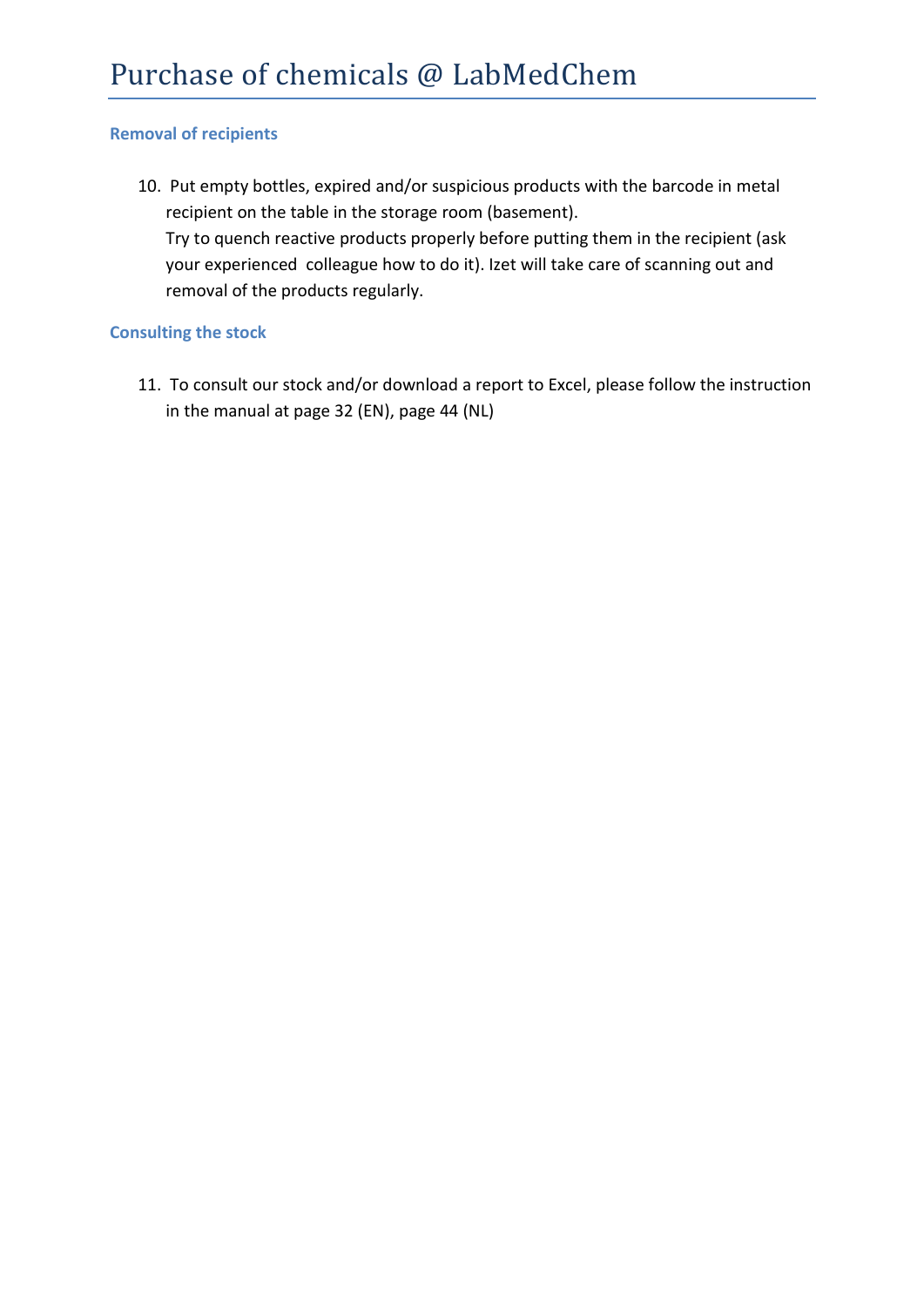# Purchase of chemicals @ LabMedChem

### Removal of recipients

10. Put empty bottles, expired and/or suspicious products with the barcode in metal recipient on the table in the storage room (basement).
    Try to quench reactive products properly before putting them in the recipient (ask your experienced colleague how to do it). Izet will take care of scanning out and removal of the products regularly.

### Consulting the stock

11. To consult our stock and/or download a report to Excel, please follow the instruction in the manual at page 32 (EN), page 44 (NL)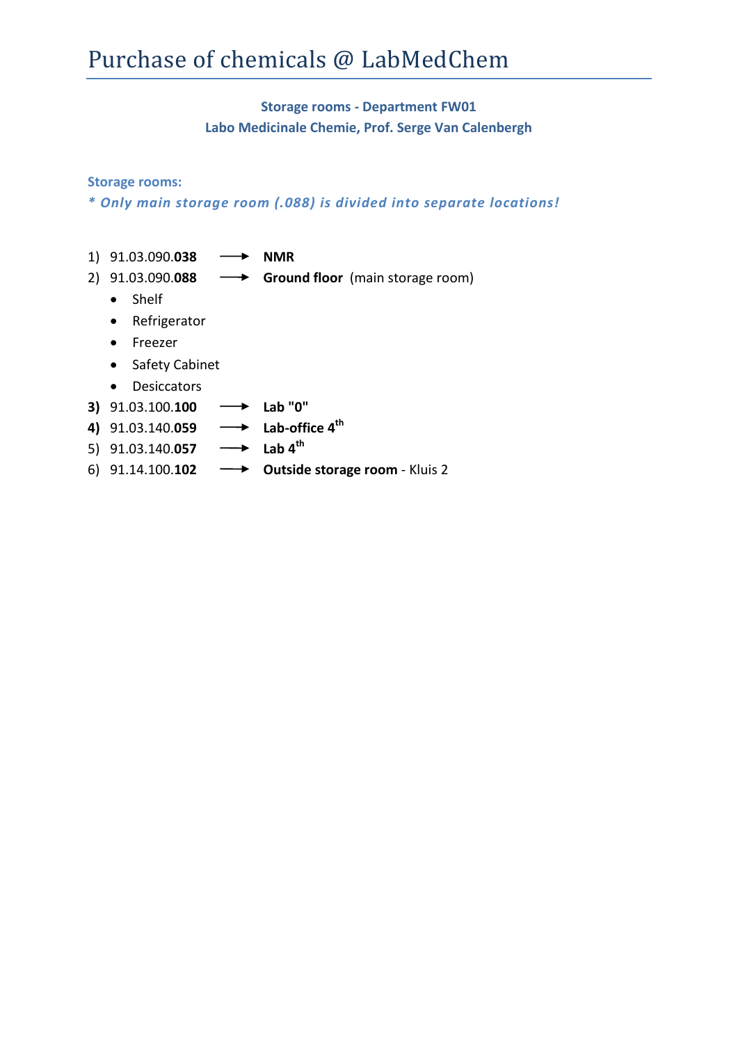# Purchase of chemicals @ LabMedChem

**Storage rooms - Department FW01**
**Labo Medicinale Chemie, Prof. Serge Van Calenbergh**

**Storage rooms:**
***\* Only main storage room (.088) is divided into separate locations!***

1) 91.03.090.**038** ⟶ **NMR**
2) 91.03.090.**088** ⟶ **Ground floor** (main storage room)
   - Shelf
   - Refrigerator
   - Freezer
   - Safety Cabinet
   - Desiccators
3) 91.03.100.**100** ⟶ **Lab "0"**
4) 91.03.140.**059** ⟶ **Lab-office 4$^{th}$**
5) 91.03.140.**057** ⟶ **Lab 4$^{th}$**
6) 91.14.100.**102** ⟶ **Outside storage room** - Kluis 2